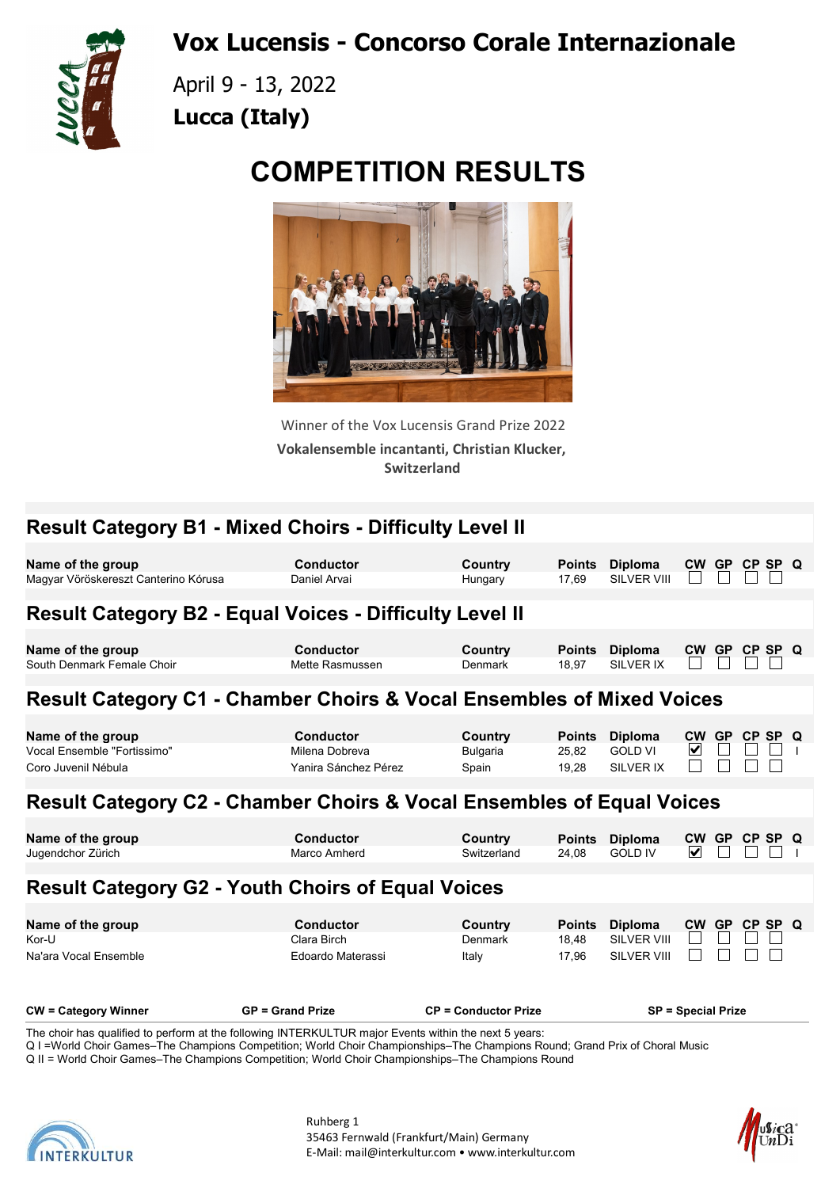# Vox Lucensis - Concorso Corale Internazionale

April 9 - 13, 2022

**Lucca (Italy)**

# COMPETITION RESULTS

Winner of the Vox Lucensis Grand Prize 2022

**Vokalensemble incantanti, Christian Klucker, Switzerland**

## Result Category B1 - Mixed Choirs - Difficulty Level II

| Name of the group | Conductor | Country | Points | Diploma | CW | GP | CP | SP | Q |
|---|---|---|---|---|---|---|---|---|---|
| Magyar Vöröskereszt Canterino Kórusa | Daniel Arvai | Hungary | 17,69 | SILVER VIII | ☐ | ☐ | ☐ | ☐ | |

## Result Category B2 - Equal Voices - Difficulty Level II

| Name of the group | Conductor | Country | Points | Diploma | CW | GP | CP | SP | Q |
|---|---|---|---|---|---|---|---|---|---|
| South Denmark Female Choir | Mette Rasmussen | Denmark | 18,97 | SILVER IX | ☐ | ☐ | ☐ | ☐ | |

## Result Category C1 - Chamber Choirs & Vocal Ensembles of Mixed Voices

| Name of the group | Conductor | Country | Points | Diploma | CW | GP | CP | SP | Q |
|---|---|---|---|---|---|---|---|---|---|
| Vocal Ensemble "Fortissimo" | Milena Dobreva | Bulgaria | 25,82 | GOLD VI | ☑ | ☐ | ☐ | ☐ | I |
| Coro Juvenil Nébula | Yanira Sánchez Pérez | Spain | 19,28 | SILVER IX | ☐ | ☐ | ☐ | ☐ | |

## Result Category C2 - Chamber Choirs & Vocal Ensembles of Equal Voices

| Name of the group | Conductor | Country | Points | Diploma | CW | GP | CP | SP | Q |
|---|---|---|---|---|---|---|---|---|---|
| Jugendchor Zürich | Marco Amherd | Switzerland | 24,08 | GOLD IV | ☑ | ☐ | ☐ | ☐ | I |

## Result Category G2 - Youth Choirs of Equal Voices

| Name of the group | Conductor | Country | Points | Diploma | CW | GP | CP | SP | Q |
|---|---|---|---|---|---|---|---|---|---|
| Kor-U | Clara Birch | Denmark | 18,48 | SILVER VIII | ☐ | ☐ | ☐ | ☐ | |
| Na'ara Vocal Ensemble | Edoardo Materassi | Italy | 17,96 | SILVER VIII | ☐ | ☐ | ☐ | ☐ | |

**CW = Category Winner** **GP = Grand Prize** **CP = Conductor Prize** **SP = Special Prize**

The choir has qualified to perform at the following INTERKULTUR major Events within the next 5 years:
Q I =World Choir Games–The Champions Competition; World Choir Championships–The Champions Round; Grand Prix of Choral Music
Q II = World Choir Games–The Champions Competition; World Choir Championships–The Champions Round

Ruhberg 1
35463 Fernwald (Frankfurt/Main) Germany
E-Mail: mail@interkultur.com • www.interkultur.com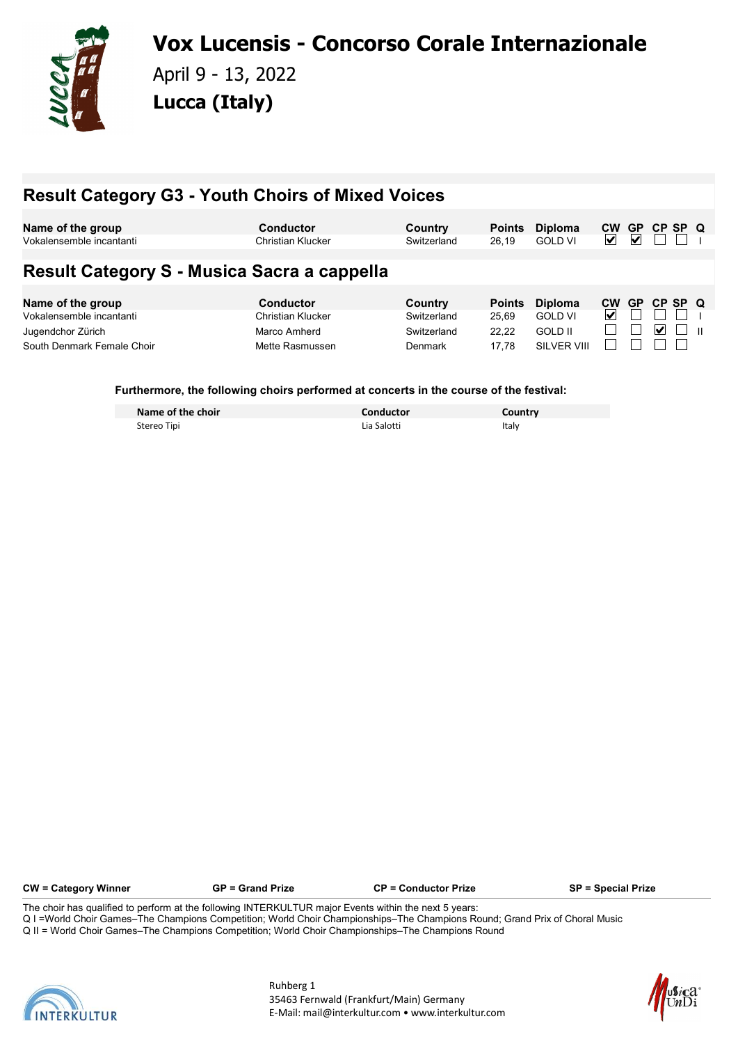# Vox Lucensis - Concorso Corale Internazionale

April 9 - 13, 2022

**Lucca (Italy)**

## Result Category G3 - Youth Choirs of Mixed Voices

| Name of the group | Conductor | Country | Points | Diploma | CW | GP | CP | SP | Q |
|---|---|---|---|---|---|---|---|---|---|
| Vokalensemble incantanti | Christian Klucker | Switzerland | 26,19 | GOLD VI | ☑ | ☑ | ☐ | ☐ | I |

## Result Category S - Musica Sacra a cappella

| Name of the group | Conductor | Country | Points | Diploma | CW | GP | CP | SP | Q |
|---|---|---|---|---|---|---|---|---|---|
| Vokalensemble incantanti | Christian Klucker | Switzerland | 25,69 | GOLD VI | ☑ | ☐ | ☐ | ☐ | I |
| Jugendchor Zürich | Marco Amherd | Switzerland | 22,22 | GOLD II | ☐ | ☐ | ☑ | ☐ | II |
| South Denmark Female Choir | Mette Rasmussen | Denmark | 17,78 | SILVER VIII | ☐ | ☐ | ☐ | ☐ | |

**Furthermore, the following choirs performed at concerts in the course of the festival:**

| Name of the choir | Conductor | Country |
|---|---|---|
| Stereo Tipi | Lia Salotti | Italy |

**CW = Category Winner** **GP = Grand Prize** **CP = Conductor Prize** **SP = Special Prize**

The choir has qualified to perform at the following INTERKULTUR major Events within the next 5 years:
Q I =World Choir Games–The Champions Competition; World Choir Championships–The Champions Round; Grand Prix of Choral Music
Q II = World Choir Games–The Champions Competition; World Choir Championships–The Champions Round

Ruhberg 1
35463 Fernwald (Frankfurt/Main) Germany
E-Mail: mail@interkultur.com • www.interkultur.com